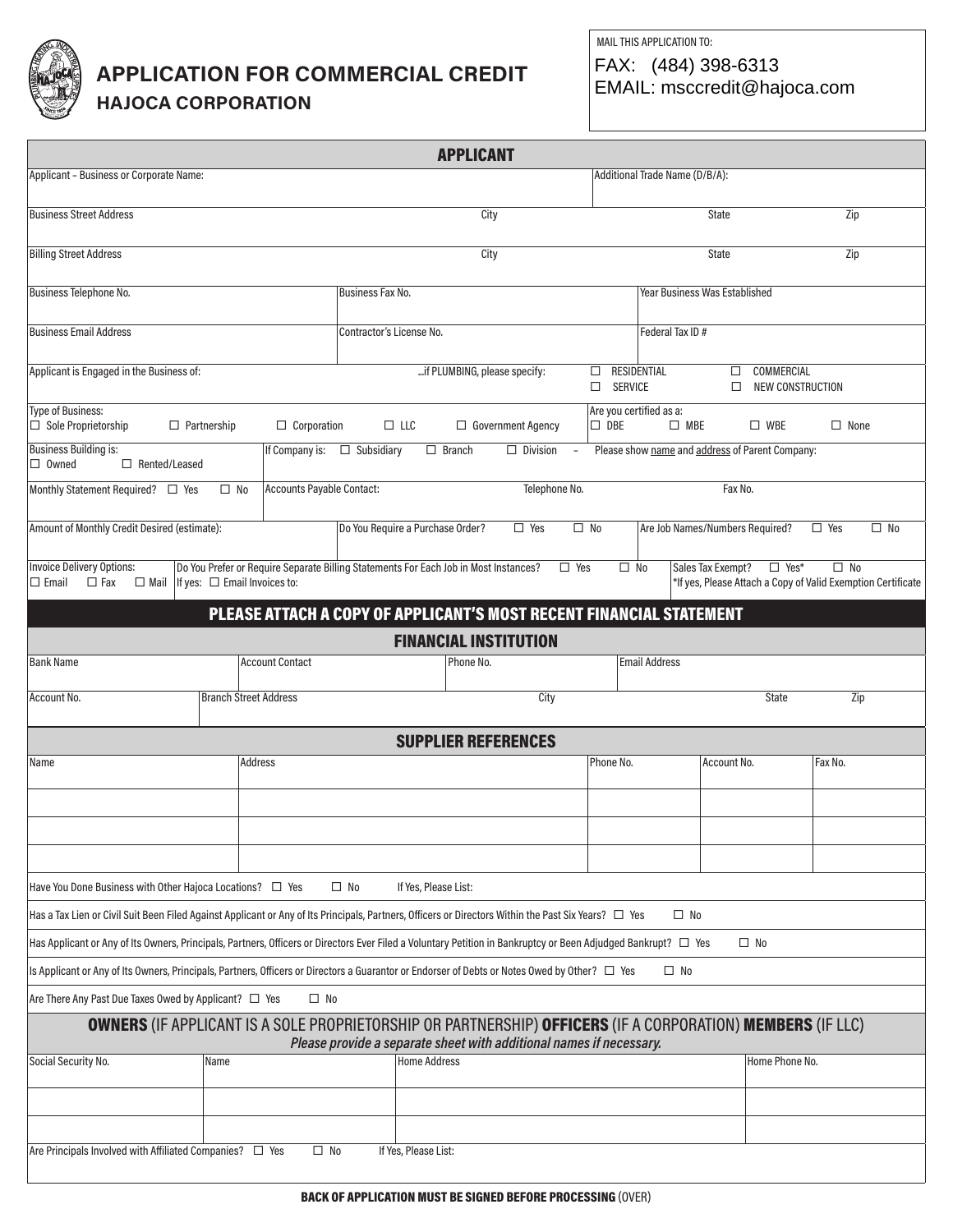# APPLICATION FOR COMMERCIAL CREDIT

## HAJOCA CORPORATION

MAIL THIS APPLICATION TO:

FAX: (484) 398-6313
EMAIL: msccredit@hajoca.com

## APPLICANT

| Applicant – Business or Corporate Name: | Additional Trade Name (D/B/A): |
|---|---|
| | |

| Business Street Address | City | State | Zip |
|---|---|---|---|
| | | | |

| Billing Street Address | City | State | Zip |
|---|---|---|---|
| | | | |

| Business Telephone No. | Business Fax No. | Year Business Was Established |
|---|---|---|
| | | |

| Business Email Address | Contractor's License No. | Federal Tax ID # |
|---|---|---|
| | | |

Applicant is Engaged in the Business of: ...if PLUMBING, please specify: ☐ RESIDENTIAL ☐ COMMERCIAL ☐ SERVICE ☐ NEW CONSTRUCTION

Type of Business: ☐ Sole Proprietorship ☐ Partnership ☐ Corporation ☐ LLC ☐ Government Agency

Are you certified as a: ☐ DBE ☐ MBE ☐ WBE ☐ None

Business Building is: ☐ Owned ☐ Rented/Leased

If Company is: ☐ Subsidiary ☐ Branch ☐ Division – Please show name and address of Parent Company:

Monthly Statement Required? ☐ Yes ☐ No

| Accounts Payable Contact: | Telephone No. | Fax No. |
|---|---|---|
| | | |

Amount of Monthly Credit Desired (estimate):

Do You Require a Purchase Order? ☐ Yes ☐ No

Are Job Names/Numbers Required? ☐ Yes ☐ No

Invoice Delivery Options: ☐ Email ☐ Fax ☐ Mail

Do You Prefer or Require Separate Billing Statements For Each Job in Most Instances? ☐ Yes ☐ No

If yes: ☐ Email Invoices to:

Sales Tax Exempt? ☐ Yes* ☐ No
*If yes, Please Attach a Copy of Valid Exemption Certificate

## PLEASE ATTACH A COPY OF APPLICANT'S MOST RECENT FINANCIAL STATEMENT

## FINANCIAL INSTITUTION

| Bank Name | Account Contact | Phone No. | Email Address |
|---|---|---|---|
| | | | |

| Account No. | Branch Street Address | City | State | Zip |
|---|---|---|---|---|
| | | | | |

## SUPPLIER REFERENCES

| Name | Address | Phone No. | Account No. | Fax No. |
|---|---|---|---|---|
| | | | | |
| | | | | |
| | | | | |
| | | | | |

Have You Done Business with Other Hajoca Locations? ☐ Yes ☐ No If Yes, Please List:

Has a Tax Lien or Civil Suit Been Filed Against Applicant or Any of Its Principals, Partners, Officers or Directors Within the Past Six Years? ☐ Yes ☐ No

Has Applicant or Any of Its Owners, Principals, Partners, Officers or Directors Ever Filed a Voluntary Petition in Bankruptcy or Been Adjudged Bankrupt? ☐ Yes ☐ No

Is Applicant or Any of Its Owners, Principals, Partners, Officers or Directors a Guarantor or Endorser of Debts or Notes Owed by Other? ☐ Yes ☐ No

Are There Any Past Due Taxes Owed by Applicant? ☐ Yes ☐ No

## OWNERS (IF APPLICANT IS A SOLE PROPRIETORSHIP OR PARTNERSHIP) OFFICERS (IF A CORPORATION) MEMBERS (IF LLC)

*Please provide a separate sheet with additional names if necessary.*

| Social Security No. | Name | Home Address | Home Phone No. |
|---|---|---|---|
| | | | |
| | | | |
| | | | |

Are Principals Involved with Affiliated Companies? ☐ Yes ☐ No If Yes, Please List:

**BACK OF APPLICATION MUST BE SIGNED BEFORE PROCESSING** (OVER)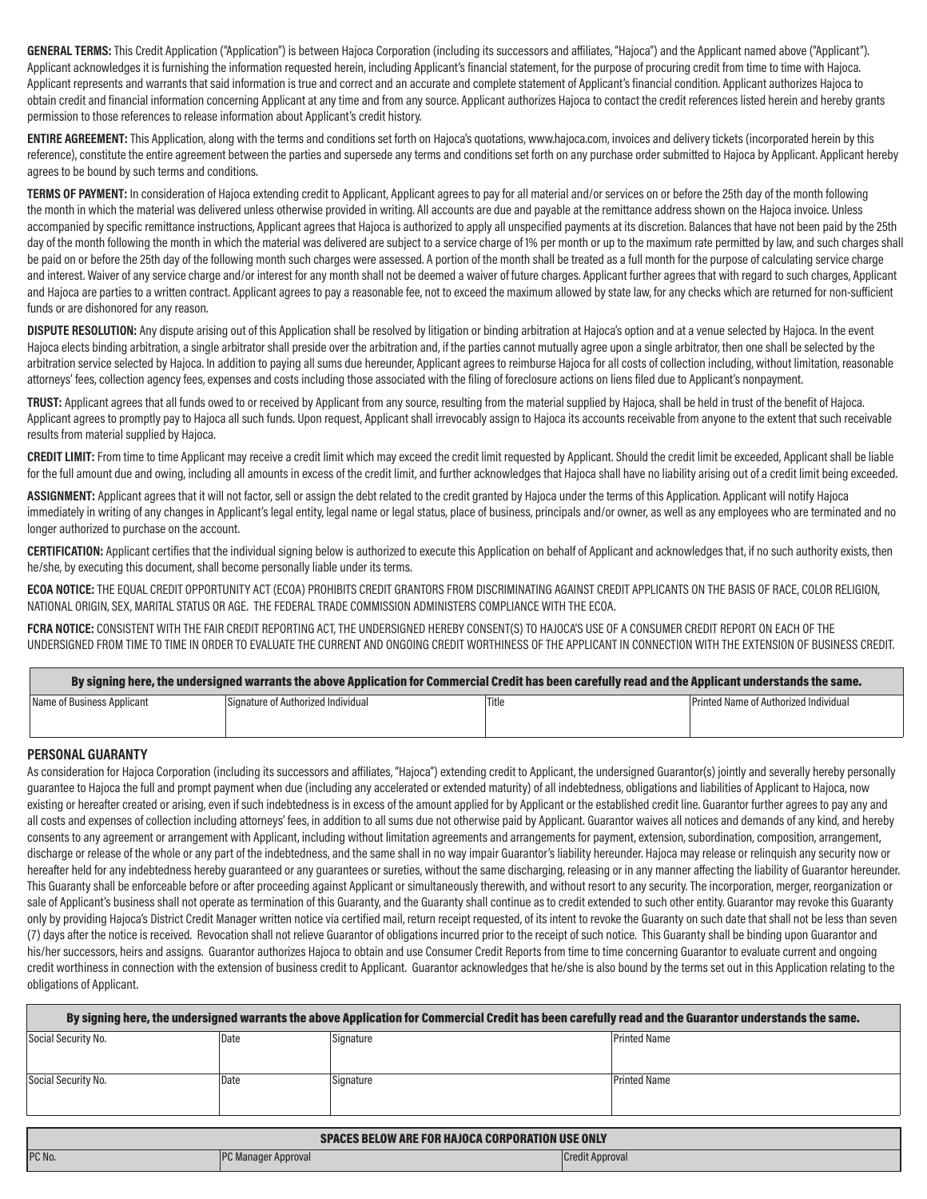**GENERAL TERMS:** This Credit Application ("Application") is between Hajoca Corporation (including its successors and affiliates, "Hajoca") and the Applicant named above ("Applicant"). Applicant acknowledges it is furnishing the information requested herein, including Applicant's financial statement, for the purpose of procuring credit from time to time with Hajoca. Applicant represents and warrants that said information is true and correct and an accurate and complete statement of Applicant's financial condition. Applicant authorizes Hajoca to obtain credit and financial information concerning Applicant at any time and from any source. Applicant authorizes Hajoca to contact the credit references listed herein and hereby grants permission to those references to release information about Applicant's credit history.

**ENTIRE AGREEMENT:** This Application, along with the terms and conditions set forth on Hajoca's quotations, www.hajoca.com, invoices and delivery tickets (incorporated herein by this reference), constitute the entire agreement between the parties and supersede any terms and conditions set forth on any purchase order submitted to Hajoca by Applicant. Applicant hereby agrees to be bound by such terms and conditions.

**TERMS OF PAYMENT:** In consideration of Hajoca extending credit to Applicant, Applicant agrees to pay for all material and/or services on or before the 25th day of the month following the month in which the material was delivered unless otherwise provided in writing. All accounts are due and payable at the remittance address shown on the Hajoca invoice. Unless accompanied by specific remittance instructions, Applicant agrees that Hajoca is authorized to apply all unspecified payments at its discretion. Balances that have not been paid by the 25th day of the month following the month in which the material was delivered are subject to a service charge of 1% per month or up to the maximum rate permitted by law, and such charges shall be paid on or before the 25th day of the following month such charges were assessed. A portion of the month shall be treated as a full month for the purpose of calculating service charge and interest. Waiver of any service charge and/or interest for any month shall not be deemed a waiver of future charges. Applicant further agrees that with regard to such charges, Applicant and Hajoca are parties to a written contract. Applicant agrees to pay a reasonable fee, not to exceed the maximum allowed by state law, for any checks which are returned for non-sufficient funds or are dishonored for any reason.

**DISPUTE RESOLUTION:** Any dispute arising out of this Application shall be resolved by litigation or binding arbitration at Hajoca's option and at a venue selected by Hajoca. In the event Hajoca elects binding arbitration, a single arbitrator shall preside over the arbitration and, if the parties cannot mutually agree upon a single arbitrator, then one shall be selected by the arbitration service selected by Hajoca. In addition to paying all sums due hereunder, Applicant agrees to reimburse Hajoca for all costs of collection including, without limitation, reasonable attorneys' fees, collection agency fees, expenses and costs including those associated with the filing of foreclosure actions on liens filed due to Applicant's nonpayment.

**TRUST:** Applicant agrees that all funds owed to or received by Applicant from any source, resulting from the material supplied by Hajoca, shall be held in trust of the benefit of Hajoca. Applicant agrees to promptly pay to Hajoca all such funds. Upon request, Applicant shall irrevocably assign to Hajoca its accounts receivable from anyone to the extent that such receivable results from material supplied by Hajoca.

**CREDIT LIMIT:** From time to time Applicant may receive a credit limit which may exceed the credit limit requested by Applicant. Should the credit limit be exceeded, Applicant shall be liable for the full amount due and owing, including all amounts in excess of the credit limit, and further acknowledges that Hajoca shall have no liability arising out of a credit limit being exceeded.

**ASSIGNMENT:** Applicant agrees that it will not factor, sell or assign the debt related to the credit granted by Hajoca under the terms of this Application. Applicant will notify Hajoca immediately in writing of any changes in Applicant's legal entity, legal name or legal status, place of business, principals and/or owner, as well as any employees who are terminated and no longer authorized to purchase on the account.

**CERTIFICATION:** Applicant certifies that the individual signing below is authorized to execute this Application on behalf of Applicant and acknowledges that, if no such authority exists, then he/she, by executing this document, shall become personally liable under its terms.

**ECOA NOTICE:** THE EQUAL CREDIT OPPORTUNITY ACT (ECOA) PROHIBITS CREDIT GRANTORS FROM DISCRIMINATING AGAINST CREDIT APPLICANTS ON THE BASIS OF RACE, COLOR RELIGION, NATIONAL ORIGIN, SEX, MARITAL STATUS OR AGE. THE FEDERAL TRADE COMMISSION ADMINISTERS COMPLIANCE WITH THE ECOA.

**FCRA NOTICE:** CONSISTENT WITH THE FAIR CREDIT REPORTING ACT, THE UNDERSIGNED HEREBY CONSENT(S) TO HAJOCA'S USE OF A CONSUMER CREDIT REPORT ON EACH OF THE UNDERSIGNED FROM TIME TO TIME IN ORDER TO EVALUATE THE CURRENT AND ONGOING CREDIT WORTHINESS OF THE APPLICANT IN CONNECTION WITH THE EXTENSION OF BUSINESS CREDIT.

| By signing here, the undersigned warrants the above Application for Commercial Credit has been carefully read and the Applicant understands the same. | | | |
|---|---|---|---|
| Name of Business Applicant | Signature of Authorized Individual | Title | Printed Name of Authorized Individual |

## PERSONAL GUARANTY

As consideration for Hajoca Corporation (including its successors and affiliates, "Hajoca") extending credit to Applicant, the undersigned Guarantor(s) jointly and severally hereby personally guarantee to Hajoca the full and prompt payment when due (including any accelerated or extended maturity) of all indebtedness, obligations and liabilities of Applicant to Hajoca, now existing or hereafter created or arising, even if such indebtedness is in excess of the amount applied for by Applicant or the established credit line. Guarantor further agrees to pay any and all costs and expenses of collection including attorneys' fees, in addition to all sums due not otherwise paid by Applicant. Guarantor waives all notices and demands of any kind, and hereby consents to any agreement or arrangement with Applicant, including without limitation agreements and arrangements for payment, extension, subordination, composition, arrangement, discharge or release of the whole or any part of the indebtedness, and the same shall in no way impair Guarantor's liability hereunder. Hajoca may release or relinquish any security now or hereafter held for any indebtedness hereby guaranteed or any guarantees or sureties, without the same discharging, releasing or in any manner affecting the liability of Guarantor hereunder. This Guaranty shall be enforceable before or after proceeding against Applicant or simultaneously therewith, and without resort to any security. The incorporation, merger, reorganization or sale of Applicant's business shall not operate as termination of this Guaranty, and the Guaranty shall continue as to credit extended to such other entity. Guarantor may revoke this Guaranty only by providing Hajoca's District Credit Manager written notice via certified mail, return receipt requested, of its intent to revoke the Guaranty on such date that shall not be less than seven (7) days after the notice is received. Revocation shall not relieve Guarantor of obligations incurred prior to the receipt of such notice. This Guaranty shall be binding upon Guarantor and his/her successors, heirs and assigns. Guarantor authorizes Hajoca to obtain and use Consumer Credit Reports from time to time concerning Guarantor to evaluate current and ongoing credit worthiness in connection with the extension of business credit to Applicant. Guarantor acknowledges that he/she is also bound by the terms set out in this Application relating to the obligations of Applicant.

| By signing here, the undersigned warrants the above Application for Commercial Credit has been carefully read and the Guarantor understands the same. | | | |
|---|---|---|---|
| Social Security No. | Date | Signature | Printed Name |
| Social Security No. | Date | Signature | Printed Name |

| SPACES BELOW ARE FOR HAJOCA CORPORATION USE ONLY | | |
|---|---|---|
| PC No. | PC Manager Approval | Credit Approval |